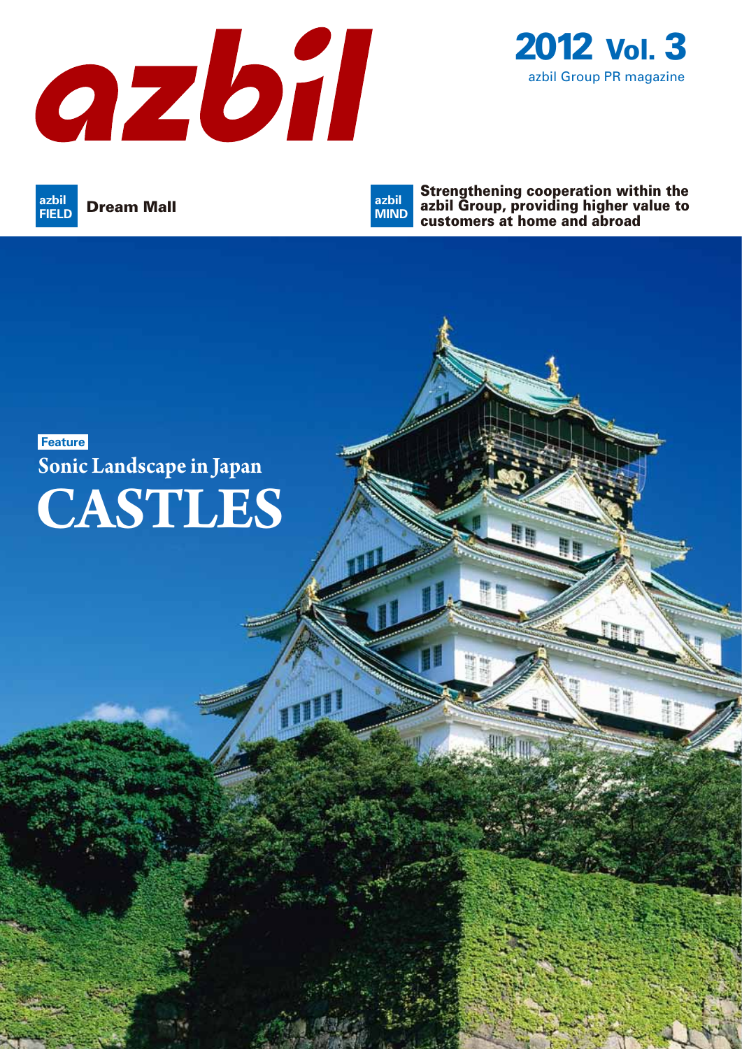# azbil

**2012 Vol. 3**

azbil Group PR magazine

**azbil FIELD** Dream Mall

**azbil MIND** Strengthening cooperation within the azbil Group, providing higher value to customers at home and abroad

**Feature**

## Sonic Landscape in Japan

# CASTLES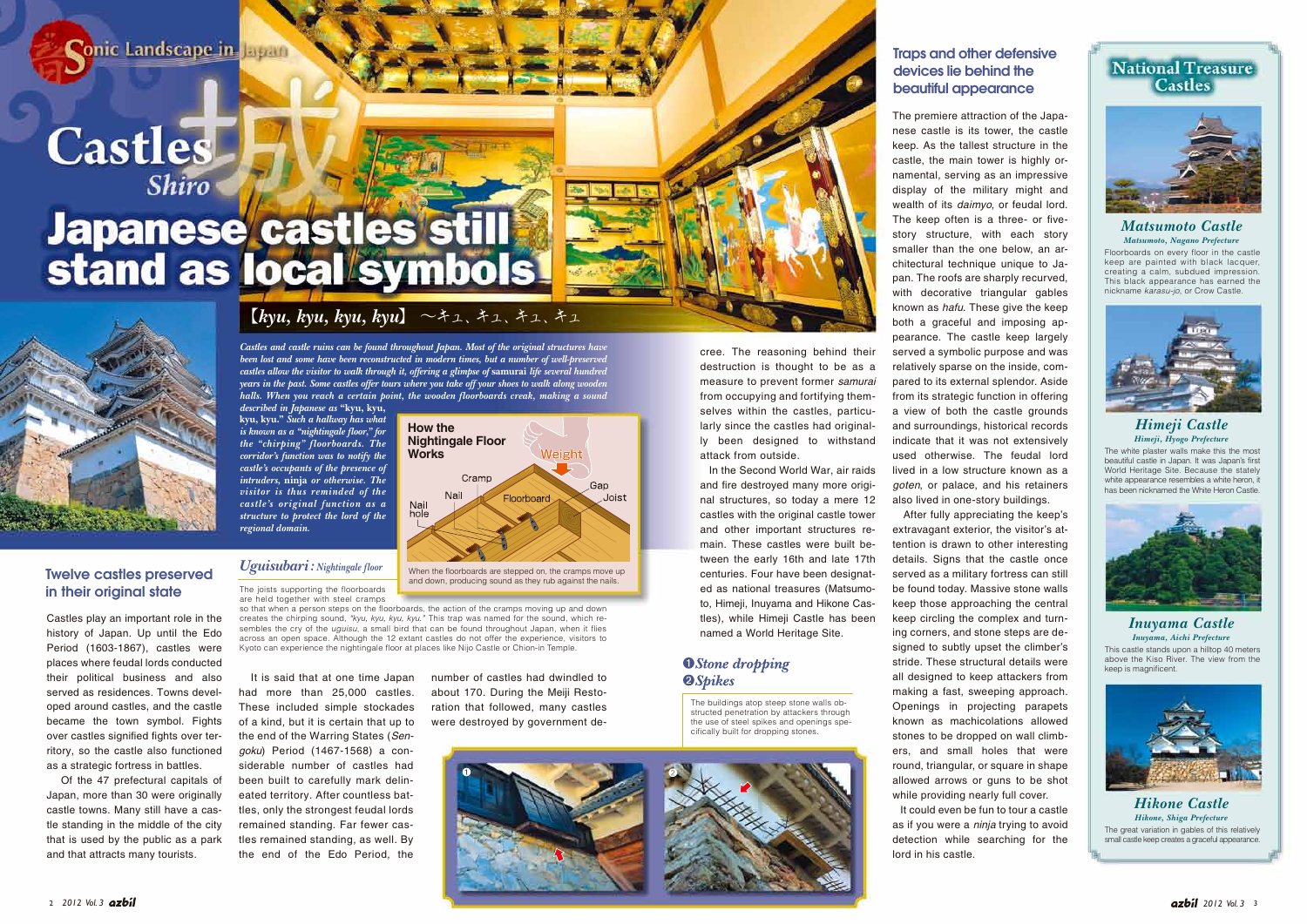Sonic Landscape in Japan

# Castles 城 Shiro

# Japanese castles still stand as local symbols

【*kyu, kyu, kyu, kyu*】 ～キュ、キュ、キュ、キュ

*Castles and castle ruins can be found throughout Japan. Most of the original structures have been lost and some have been reconstructed in modern times, but a number of well-preserved castles allow the visitor to walk through it, offering a glimpse of* samurai *life several hundred years in the past. Some castles offer tours where you take off your shoes to walk along wooden halls. When you reach a certain point, the wooden floorboards creak, making a sound described in Japanese as "kyu, kyu, kyu, kyu." Such a hallway has what is known as a "nightingale floor," for the "chirping" floorboards. The corridor's function was to notify the castle's occupants of the presence of intruders,* ninja *or otherwise. The visitor is thus reminded of the castle's original function as a structure to protect the lord of the regional domain.*

### How the Nightingale Floor Works

When the floorboards are stepped on, the cramps move up and down, producing sound as they rub against the nails.

### *Uguisubari*: *Nightingale floor*

The joists supporting the floorboards are held together with steel cramps so that when a person steps on the floorboards, the action of the cramps moving up and down creates the chirping sound, *"kyu, kyu, kyu, kyu."* This trap was named for the sound, which resembles the cry of the *uguisu*, a small bird that can be found throughout Japan, when it flies across an open space. Although the 12 extant castles do not offer the experience, visitors to Kyoto can experience the nightingale floor at places like Nijo Castle or Chion-in Temple.

## Twelve castles preserved in their original state

Castles play an important role in the history of Japan. Up until the Edo Period (1603-1867), castles were places where feudal lords conducted their political business and also served as residences. Towns developed around castles, and the castle became the town symbol. Fights over castles signified fights over territory, so the castle also functioned as a strategic fortress in battles.

Of the 47 prefectural capitals of Japan, more than 30 were originally castle towns. Many still have a castle standing in the middle of the city that is used by the public as a park and that attracts many tourists.

It is said that at one time Japan had more than 25,000 castles. These included simple stockades of a kind, but it is certain that up to the end of the Warring States (*Sengoku*) Period (1467-1568) a considerable number of castles had been built to carefully mark delineated territory. After countless battles, only the strongest feudal lords remained standing. Far fewer castles remained standing, as well. By the end of the Edo Period, the number of castles had dwindled to about 170. During the Meiji Restoration that followed, many castles were destroyed by government decree. The reasoning behind their destruction is thought to be as a measure to prevent former *samurai* from occupying and fortifying themselves within the castles, particularly since the castles had originally been designed to withstand attack from outside.

In the Second World War, air raids and fire destroyed many more original structures, so today a mere 12 castles with the original castle tower and other important structures remain. These castles were built between the early 16th and late 17th centuries. Four have been designated as national treasures (Matsumoto, Himeji, Inuyama and Hikone Castles), while Himeji Castle has been named a World Heritage Site.

### ❶*Stone dropping* ❷*Spikes*

The buildings atop steep stone walls obstructed penetration by attackers through the use of steel spikes and openings specifically built for dropping stones.

## Traps and other defensive devices lie behind the beautiful appearance

The premiere attraction of the Japanese castle is its tower, the castle keep. As the tallest structure in the castle, the main tower is highly ornamental, serving as an impressive display of the military might and wealth of its *daimyo*, or feudal lord. The keep often is a three- or five-story structure, with each story smaller than the one below, an architectural technique unique to Japan. The roofs are sharply recurved, with decorative triangular gables known as *hafu*. These give the keep both a graceful and imposing appearance. The castle keep largely served a symbolic purpose and was relatively sparse on the inside, compared to its external splendor. Aside from its strategic function in offering a view of both the castle grounds and surroundings, historical records indicate that it was not extensively used otherwise. The feudal lord lived in a low structure known as a *goten*, or palace, and his retainers also lived in one-story buildings.

After fully appreciating the keep's extravagant exterior, the visitor's attention is drawn to other interesting details. Signs that the castle once served as a military fortress can still be found today. Massive stone walls keep those approaching the central keep circling the complex and turning corners, and stone steps are designed to subtly upset the climber's stride. These structural details were all designed to keep attackers from making a fast, sweeping approach. Openings in projecting parapets known as machicolations allowed stones to be dropped on wall climbers, and small holes that were round, triangular, or square in shape allowed arrows or guns to be shot while providing nearly full cover.

It could even be fun to tour a castle as if you were a *ninja* trying to avoid detection while searching for the lord in his castle.

## National Treasure Castles

### *Matsumoto Castle*
*Matsumoto, Nagano Prefecture*

Floorboards on every floor in the castle keep are painted with black lacquer, creating a calm, subdued impression. This black appearance has earned the nickname *karasu-jo*, or Crow Castle.

### *Himeji Castle*
*Himeji, Hyogo Prefecture*

The white plaster walls make this the most beautiful castle in Japan. It was Japan's first World Heritage Site. Because the stately white appearance resembles a white heron, it has been nicknamed the White Heron Castle.

### *Inuyama Castle*
*Inuyama, Aichi Prefecture*

This castle stands upon a hilltop 40 meters above the Kiso River. The view from the keep is magnificent.

### *Hikone Castle*
*Hikone, Shiga Prefecture*

The great variation in gables of this relatively small castle keep creates a graceful appearance.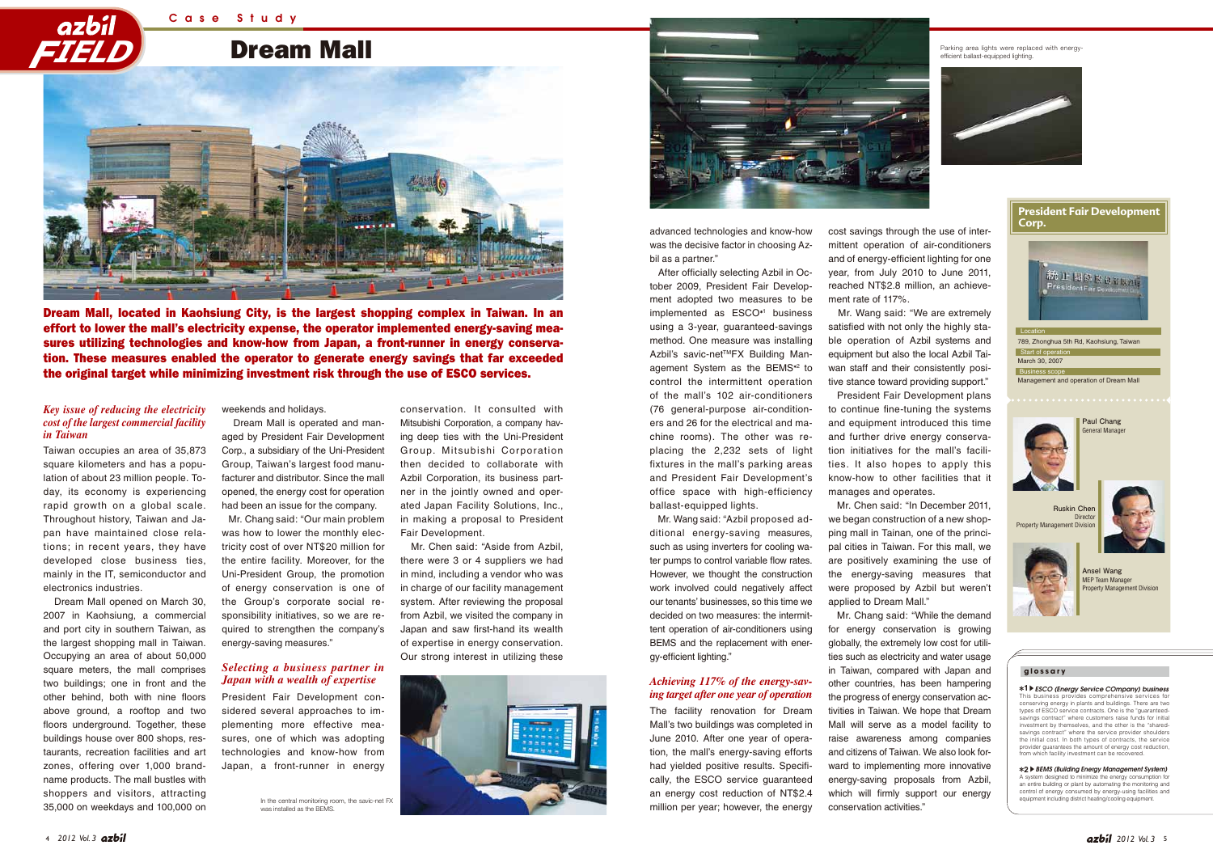# Dream Mall

**Dream Mall, located in Kaohsiung City, is the largest shopping complex in Taiwan. In an effort to lower the mall's electricity expense, the operator implemented energy-saving measures utilizing technologies and know-how from Japan, a front-runner in energy conservation. These measures enabled the operator to generate energy savings that far exceeded the original target while minimizing investment risk through the use of ESCO services.**

### *Key issue of reducing the electricity cost of the largest commercial facility in Taiwan*

Taiwan occupies an area of 35,873 square kilometers and has a population of about 23 million people. Today, its economy is experiencing rapid growth on a global scale. Throughout history, Taiwan and Japan have maintained close relations; in recent years, they have developed close business ties, mainly in the IT, semiconductor and electronics industries.

Dream Mall opened on March 30, 2007 in Kaohsiung, a commercial and port city in southern Taiwan, as the largest shopping mall in Taiwan. Occupying an area of about 50,000 square meters, the mall comprises two buildings; one in front and the other behind, both with nine floors above ground, a rooftop and two floors underground. Together, these buildings house over 800 shops, restaurants, recreation facilities and art zones, offering over 1,000 brand-name products. The mall bustles with shoppers and visitors, attracting 35,000 on weekdays and 100,000 on weekends and holidays.

Dream Mall is operated and managed by President Fair Development Corp., a subsidiary of the Uni-President Group, Taiwan's largest food manufacturer and distributor. Since the mall opened, the energy cost for operation had been an issue for the company.

Mr. Chang said: "Our main problem was how to lower the monthly electricity cost of over NT$20 million for the entire facility. Moreover, for the Uni-President Group, the promotion of energy conservation is one of the Group's corporate social responsibility initiatives, so we are required to strengthen the company's energy-saving measures."

### *Selecting a business partner in Japan with a wealth of expertise*

President Fair Development considered several approaches to implementing more effective measures, one of which was adopting technologies and know-how from Japan, a front-runner in energy conservation. It consulted with Mitsubishi Corporation, a company having deep ties with the Uni-President Group. Mitsubishi Corporation then decided to collaborate with Azbil Corporation, its business partner in the jointly owned and operated Japan Facility Solutions, Inc., in making a proposal to President Fair Development.

Mr. Chen said: "Aside from Azbil, there were 3 or 4 suppliers we had in mind, including a vendor who was in charge of our facility management system. After reviewing the proposal from Azbil, we visited the company in Japan and saw first-hand its wealth of expertise in energy conservation. Our strong interest in utilizing these advanced technologies and know-how was the decisive factor in choosing Azbil as a partner."

In the central monitoring room, the savic-net FX was installed as the BEMS.

After officially selecting Azbil in October 2009, President Fair Development adopted two measures to be implemented as ESCO[*1] business using a 3-year, guaranteed-savings method. One measure was installing Azbil's savic-net™FX Building Management System as the BEMS[*2] to control the intermittent operation of the mall's 102 air-conditioners (76 general-purpose air-conditioners and 26 for the electrical and machine rooms). The other was replacing the 2,232 sets of light fixtures in the mall's parking areas and President Fair Development's office space with high-efficiency ballast-equipped lights.

Mr. Wang said: "Azbil proposed additional energy-saving measures, such as using inverters for cooling water pumps to control variable flow rates. However, we thought the construction work involved could negatively affect our tenants' businesses, so this time we decided on two measures: the intermittent operation of air-conditioners using BEMS and the replacement with energy-efficient lighting."

### *Achieving 117% of the energy-saving target after one year of operation*

The facility renovation for Dream Mall's two buildings was completed in June 2010. After one year of operation, the mall's energy-saving efforts had yielded positive results. Specifically, the ESCO service guaranteed an energy cost reduction of NT$2.4 million per year; however, the energy cost savings through the use of intermittent operation of air-conditioners and of energy-efficient lighting for one year, from July 2010 to June 2011, reached NT$2.8 million, an achievement rate of 117%.

Mr. Wang said: "We are extremely satisfied with not only the highly stable operation of Azbil systems and equipment but also the local Azbil Taiwan staff and their consistently positive stance toward providing support."

President Fair Development plans to continue fine-tuning the systems and equipment introduced this time and further drive energy conservation initiatives for the mall's facilities. It also hopes to apply this know-how to other facilities that it manages and operates.

Mr. Chen said: "In December 2011, we began construction of a new shopping mall in Tainan, one of the principal cities in Taiwan. For this mall, we are positively examining the use of the energy-saving measures that were proposed by Azbil but weren't applied to Dream Mall."

Mr. Chang said: "While the demand for energy conservation is growing globally, the extremely low cost for utilities such as electricity and water usage in Taiwan, compared with Japan and other countries, has been hampering the progress of energy conservation activities in Taiwan. We hope that Dream Mall will serve as a model facility to raise awareness among companies and citizens of Taiwan. We also look forward to implementing more innovative energy-saving proposals from Azbil, which will firmly support our energy conservation activities."

Parking area lights were replaced with energy-efficient ballast-equipped lighting.

## President Fair Development Corp.

**Location**
789, Zhonghua 5th Rd, Kaohsiung, Taiwan

**Start of operation**
March 30, 2007

**Business scope**
Management and operation of Dream Mall

Paul Chang
General Manager

Ruskin Chen
Director
Property Management Division

Ansel Wang
MEP Team Manager
Property Management Division

**glossary**

**\*1 ▶ *ESCO (Energy Service COmpany) business***
This business provides comprehensive services for conserving energy in plants and buildings. There are two types of ESCO service contracts. One is the "guaranteed-savings contract" where customers raise funds for initial investment by themselves, and the other is the "shared-savings contract" where the service provider shoulders the initial cost. In both types of contracts, the service provider guarantees the amount of energy cost reduction, from which facility investment can be recovered.

**\*2 ▶ *BEMS (Building Energy Management System)***
A system designed to minimize the energy consumption for an entire building or plant by automating the monitoring and control of energy consumed by energy-using facilities and equipment including district heating/cooling equipment.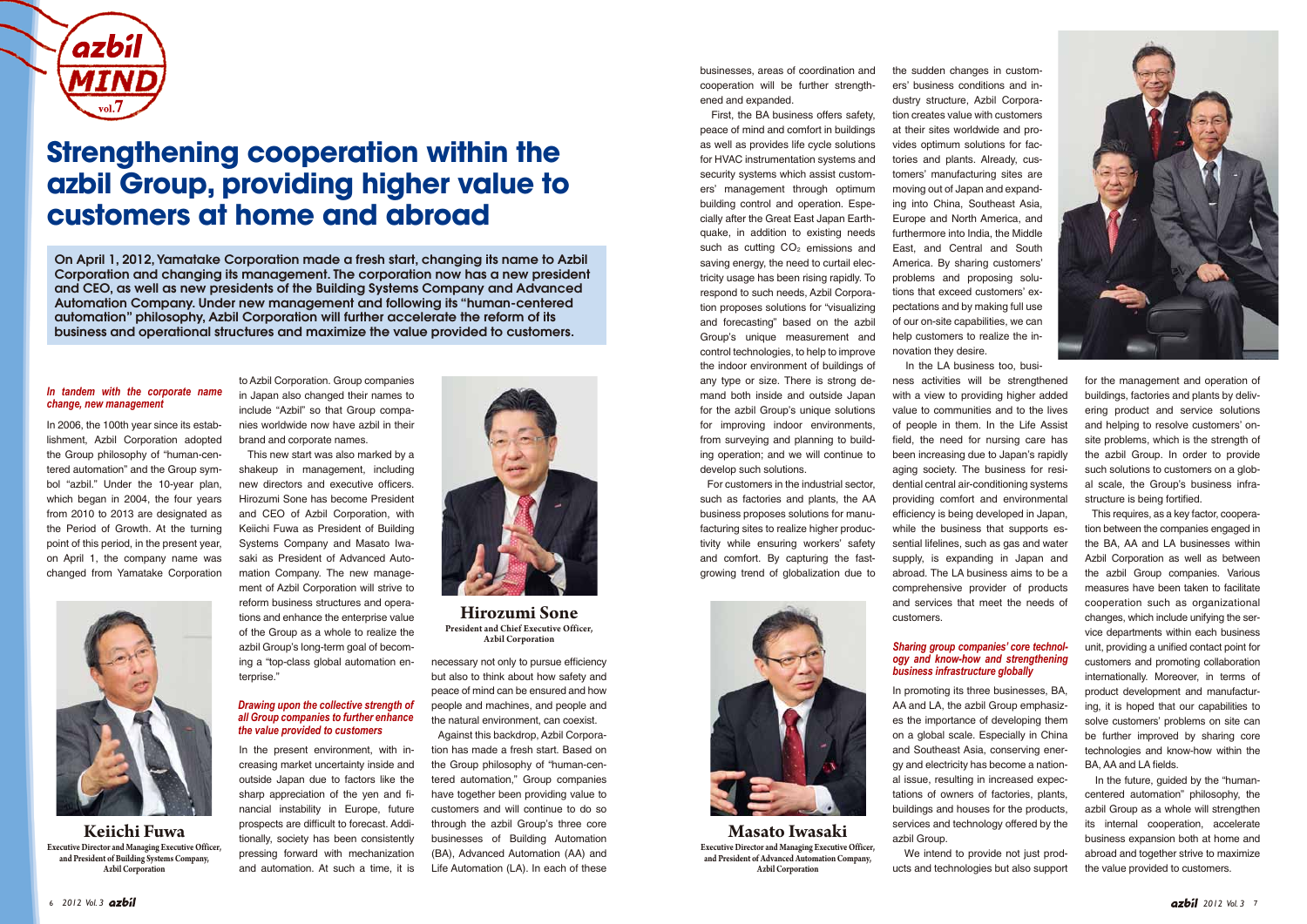# Strengthening cooperation within the azbil Group, providing higher value to customers at home and abroad

**On April 1, 2012, Yamatake Corporation made a fresh start, changing its name to Azbil Corporation and changing its management. The corporation now has a new president and CEO, as well as new presidents of the Building Systems Company and Advanced Automation Company. Under new management and following its "human-centered automation" philosophy, Azbil Corporation will further accelerate the reform of its business and operational structures and maximize the value provided to customers.**

### *In tandem with the corporate name change, new management*

In 2006, the 100th year since its establishment, Azbil Corporation adopted the Group philosophy of "human-centered automation" and the Group symbol "azbil." Under the 10-year plan, which began in 2004, the four years from 2010 to 2013 are designated as the Period of Growth. At the turning point of this period, in the present year, on April 1, the company name was changed from Yamatake Corporation to Azbil Corporation. Group companies in Japan also changed their names to include "Azbil" so that Group companies worldwide now have azbil in their brand and corporate names.

This new start was also marked by a shakeup in management, including new directors and executive officers. Hirozumi Sone has become President and CEO of Azbil Corporation, with Keiichi Fuwa as President of Building Systems Company and Masato Iwasaki as President of Advanced Automation Company. The new management of Azbil Corporation will strive to reform business structures and operations and enhance the enterprise value of the Group as a whole to realize the azbil Group's long-term goal of becoming a "top-class global automation enterprise."

**Keiichi Fuwa**
Executive Director and Managing Executive Officer, and President of Building Systems Company, Azbil Corporation

### *Drawing upon the collective strength of all Group companies to further enhance the value provided to customers*

In the present environment, with increasing market uncertainty inside and outside Japan due to factors like the sharp appreciation of the yen and financial instability in Europe, future prospects are difficult to forecast. Additionally, society has been consistently pressing forward with mechanization and automation. At such a time, it is necessary not only to pursue efficiency but also to think about how safety and peace of mind can be ensured and how people and machines, and people and the natural environment, can coexist.

**Hirozumi Sone**
President and Chief Executive Officer, Azbil Corporation

Against this backdrop, Azbil Corporation has made a fresh start. Based on the Group philosophy of "human-centered automation," Group companies have together been providing value to customers and will continue to do so through the azbil Group's three core businesses of Building Automation (BA), Advanced Automation (AA) and Life Automation (LA). In each of these businesses, areas of coordination and cooperation will be further strengthened and expanded.

First, the BA business offers safety, peace of mind and comfort in buildings as well as provides life cycle solutions for HVAC instrumentation systems and security systems which assist customers' management through optimum building control and operation. Especially after the Great East Japan Earthquake, in addition to existing needs such as cutting $CO_2$ emissions and saving energy, the need to curtail electricity usage has been rising rapidly. To respond to such needs, Azbil Corporation proposes solutions for "visualizing and forecasting" based on the azbil Group's unique measurement and control technologies, to help to improve the indoor environment of buildings of any type or size. There is strong demand both inside and outside Japan for the azbil Group's unique solutions for improving indoor environments, from surveying and planning to building operation; and we will continue to develop such solutions.

For customers in the industrial sector, such as factories and plants, the AA business proposes solutions for manufacturing sites to realize higher productivity while ensuring workers' safety and comfort. By capturing the fast-growing trend of globalization due to the sudden changes in customers' business conditions and industry structure, Azbil Corporation creates value with customers at their sites worldwide and provides optimum solutions for factories and plants. Already, customers' manufacturing sites are moving out of Japan and expanding into China, Southeast Asia, Europe and North America, and furthermore into India, the Middle East, and Central and South America. By sharing customers' problems and proposing solutions that exceed customers' expectations and by making full use of our on-site capabilities, we can help customers to realize the innovation they desire.

In the LA business too, business activities will be strengthened with a view to providing higher added value to communities and to the lives of people in them. In the Life Assist field, the need for nursing care has been increasing due to Japan's rapidly aging society. The business for residential central air-conditioning systems providing comfort and environmental efficiency is being developed in Japan, while the business that supports essential lifelines, such as gas and water supply, is expanding in Japan and abroad. The LA business aims to be a comprehensive provider of products and services that meet the needs of customers.

**Masato Iwasaki**
Executive Director and Managing Executive Officer, and President of Advanced Automation Company, Azbil Corporation

### *Sharing group companies' core technology and know-how and strengthening business infrastructure globally*

In promoting its three businesses, BA, AA and LA, the azbil Group emphasizes the importance of developing them on a global scale. Especially in China and Southeast Asia, conserving energy and electricity has become a national issue, resulting in increased expectations of owners of factories, plants, buildings and houses for the products, services and technology offered by the azbil Group.

We intend to provide not just products and technologies but also support for the management and operation of buildings, factories and plants by delivering product and service solutions and helping to resolve customers' on-site problems, which is the strength of the azbil Group. In order to provide such solutions to customers on a global scale, the Group's business infrastructure is being fortified.

This requires, as a key factor, cooperation between the companies engaged in the BA, AA and LA businesses within Azbil Corporation as well as between the azbil Group companies. Various measures have been taken to facilitate cooperation such as organizational changes, which include unifying the service departments within each business unit, providing a unified contact point for customers and promoting collaboration internationally. Moreover, in terms of product development and manufacturing, it is hoped that our capabilities to solve customers' problems on site can be further improved by sharing core technologies and know-how within the BA, AA and LA fields.

In the future, guided by the "human-centered automation" philosophy, the azbil Group as a whole will strengthen its internal cooperation, accelerate business expansion both at home and abroad and together strive to maximize the value provided to customers.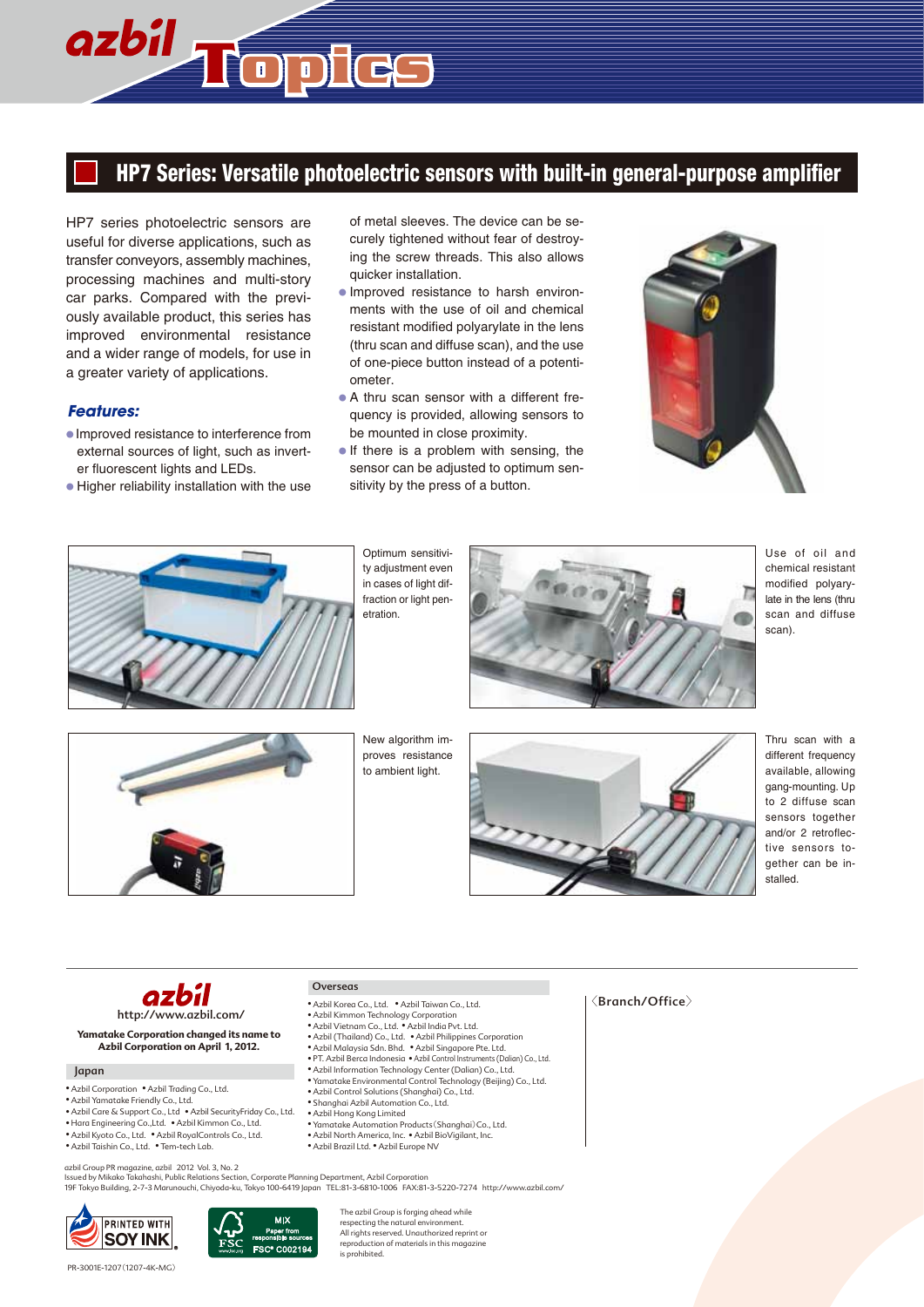# azbil Topics

## HP7 Series: Versatile photoelectric sensors with built-in general-purpose amplifier

HP7 series photoelectric sensors are useful for diverse applications, such as transfer conveyors, assembly machines, processing machines and multi-story car parks. Compared with the previously available product, this series has improved environmental resistance and a wider range of models, for use in a greater variety of applications.

### *Features:*

- Improved resistance to interference from external sources of light, such as inverter fluorescent lights and LEDs.
- Higher reliability installation with the use of metal sleeves. The device can be securely tightened without fear of destroying the screw threads. This also allows quicker installation.
- Improved resistance to harsh environments with the use of oil and chemical resistant modified polyarylate in the lens (thru scan and diffuse scan), and the use of one-piece button instead of a potentiometer.
- A thru scan sensor with a different frequency is provided, allowing sensors to be mounted in close proximity.
- If there is a problem with sensing, the sensor can be adjusted to optimum sensitivity by the press of a button.

Optimum sensitivity adjustment even in cases of light diffraction or light penetration.

Use of oil and chemical resistant modified polyarylate in the lens (thru scan and diffuse scan).

New algorithm improves resistance to ambient light.

Thru scan with a different frequency available, allowing gang-mounting. Up to 2 diffuse scan sensors together and/or 2 retroreflective sensors together can be installed.

---

azbil

http://www.azbil.com/

**Yamatake Corporation changed its name to Azbil Corporation on April 1, 2012.**

**Japan**

- Azbil Corporation • Azbil Trading Co., Ltd.
- Azbil Yamatake Friendly Co., Ltd.
- Azbil Care & Support Co., Ltd • Azbil SecurityFriday Co., Ltd.
- Hara Engineering Co.,Ltd. • Azbil Kimmon Co., Ltd.
- Azbil Kyoto Co., Ltd. • Azbil RoyalControls Co., Ltd.
- Azbil Taishin Co., Ltd. • Tem-tech Lab.

**Overseas**

- Azbil Korea Co., Ltd. • Azbil Taiwan Co., Ltd.
- Azbil Kimmon Technology Corporation
- Azbil Vietnam Co., Ltd. • Azbil India Pvt. Ltd.
- Azbil (Thailand) Co., Ltd. • Azbil Philippines Corporation
- Azbil Malaysia Sdn. Bhd. • Azbil Singapore Pte. Ltd.
- PT. Azbil Berca Indonesia • Azbil Control Instruments (Dalian) Co., Ltd.
- Azbil Information Technology Center (Dalian) Co., Ltd.
- Yamatake Environmental Control Technology (Beijing) Co., Ltd.
- Azbil Control Solutions (Shanghai) Co., Ltd.
- Shanghai Azbil Automation Co., Ltd.
- Azbil Hong Kong Limited
- Yamatake Automation Products (Shanghai) Co., Ltd.
- Azbil North America, Inc. • Azbil BioVigilant, Inc.
- Azbil Brazil Ltd. • Azbil Europe NV

〈Branch/Office〉

azbil Group PR magazine, azbil 2012 Vol. 3, No. 2
Issued by Mikako Takahashi, Public Relations Section, Corporate Planning Department, Azbil Corporation
19F Tokyo Building, 2-7-3 Marunouchi, Chiyoda-ku, Tokyo 100-6419 Japan TEL:81-3-6810-1006 FAX:81-3-5220-7274 http://www.azbil.com/

PRINTED WITH SOY INK

MIX Paper from responsible sources FSC® C002194

The azbil Group is forging ahead while respecting the natural environment.
All rights reserved. Unauthorized reprint or reproduction of materials in this magazine is prohibited.

PR-3001E-1207(1207-4K-MG)